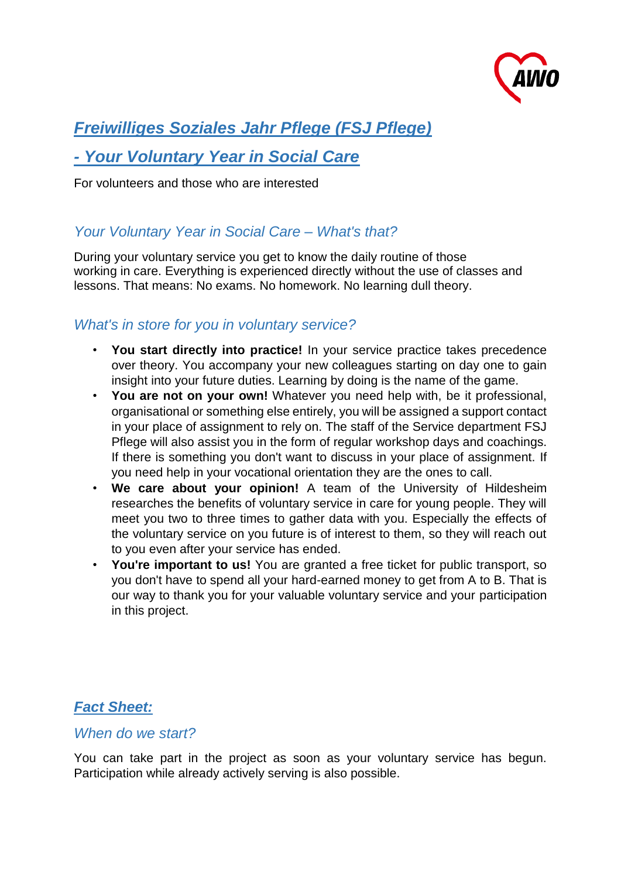# *Freiwilliges Soziales Jahr Pflege (FSJ Pflege)*

# *- Your Voluntary Year in Social Care*

For volunteers and those who are interested

## *Your Voluntary Year in Social Care – What's that?*

During your voluntary service you get to know the daily routine of those working in care. Everything is experienced directly without the use of classes and lessons. That means: No exams. No homework. No learning dull theory.

## *What's in store for you in voluntary service?*

- **You start directly into practice!** In your service practice takes precedence over theory. You accompany your new colleagues starting on day one to gain insight into your future duties. Learning by doing is the name of the game.
- **You are not on your own!** Whatever you need help with, be it professional, organisational or something else entirely, you will be assigned a support contact in your place of assignment to rely on. The staff of the Service department FSJ Pflege will also assist you in the form of regular workshop days and coachings. If there is something you don't want to discuss in your place of assignment. If you need help in your vocational orientation they are the ones to call.
- **We care about your opinion!** A team of the University of Hildesheim researches the benefits of voluntary service in care for young people. They will meet you two to three times to gather data with you. Especially the effects of the voluntary service on you future is of interest to them, so they will reach out to you even after your service has ended.
- **You're important to us!** You are granted a free ticket for public transport, so you don't have to spend all your hard-earned money to get from A to B. That is our way to thank you for your valuable voluntary service and your participation in this project.

## *Fact Sheet:*

### *When do we start?*

You can take part in the project as soon as your voluntary service has begun. Participation while already actively serving is also possible.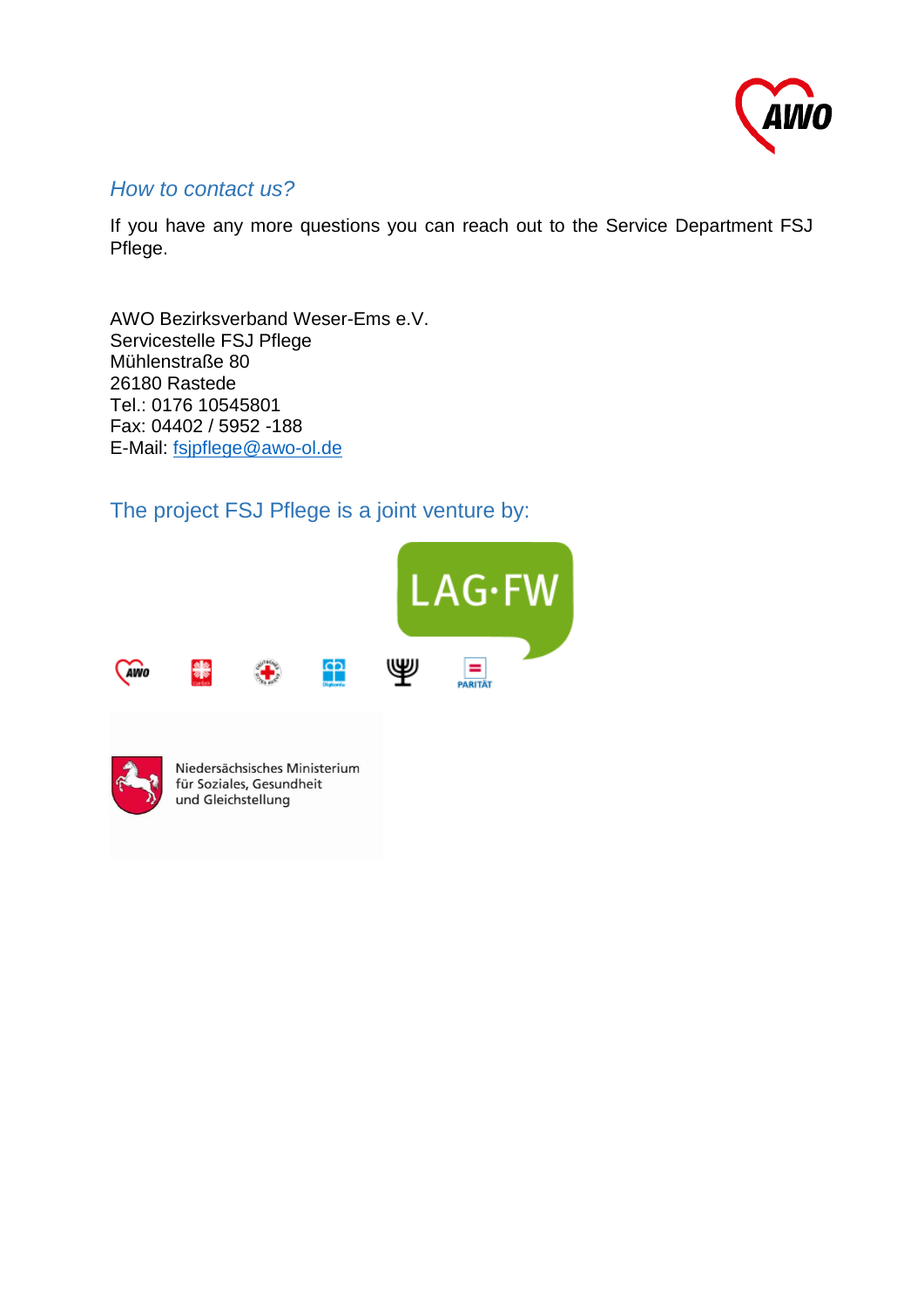## *How to contact us?*

If you have any more questions you can reach out to the Service Department FSJ Pflege.

AWO Bezirksverband Weser-Ems e.V.
Servicestelle FSJ Pflege
Mühlenstraße 80
26180 Rastede
Tel.: 0176 10545801
Fax: 04402 / 5952 -188
E-Mail: fsjpflege@awo-ol.de

## The project FSJ Pflege is a joint venture by:

LAG·FW

Niedersächsisches Ministerium
für Soziales, Gesundheit
und Gleichstellung